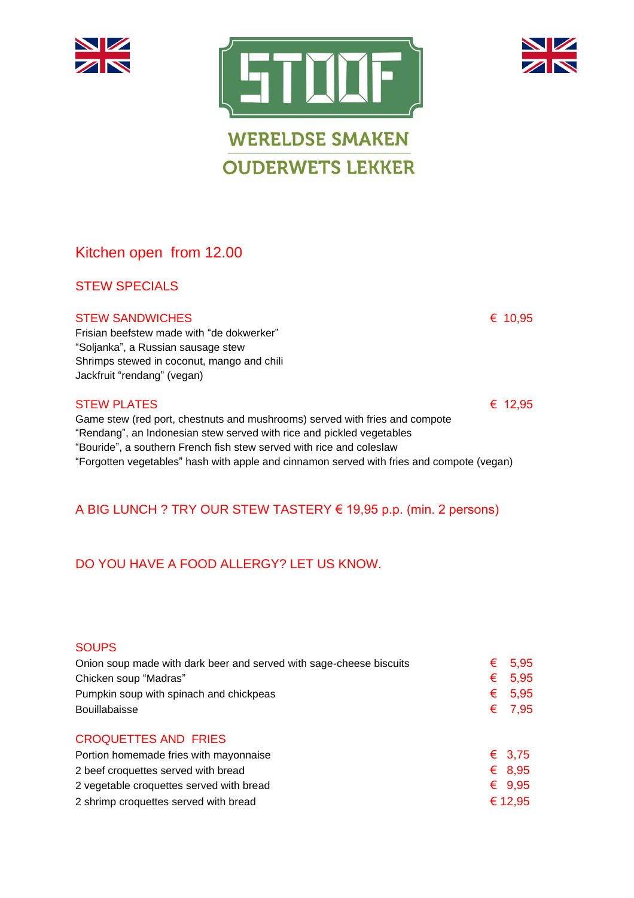# STOOF

WERELDSE SMAKEN

OUDERWETS LEKKER

Kitchen open from 12.00

## STEW SPECIALS

### STEW SANDWICHES — € 10,95

Frisian beefstew made with “de dokwerker”
“Soljanka”, a Russian sausage stew
Shrimps stewed in coconut, mango and chili
Jackfruit “rendang” (vegan)

### STEW PLATES — € 12,95

Game stew (red port, chestnuts and mushrooms) served with fries and compote
“Rendang”, an Indonesian stew served with rice and pickled vegetables
“Bouride”, a southern French fish stew served with rice and coleslaw
“Forgotten vegetables” hash with apple and cinnamon served with fries and compote (vegan)

A BIG LUNCH ? TRY OUR STEW TASTERY € 19,95 p.p. (min. 2 persons)

DO YOU HAVE A FOOD ALLERGY? LET US KNOW.

## SOUPS

| Item | Price |
|---|---|
| Onion soup made with dark beer and served with sage-cheese biscuits | € 5,95 |
| Chicken soup “Madras” | € 5,95 |
| Pumpkin soup with spinach and chickpeas | € 5,95 |
| Bouillabaisse | € 7,95 |

## CROQUETTES AND FRIES

| Item | Price |
|---|---|
| Portion homemade fries with mayonnaise | € 3,75 |
| 2 beef croquettes served with bread | € 8,95 |
| 2 vegetable croquettes served with bread | € 9,95 |
| 2 shrimp croquettes served with bread | € 12,95 |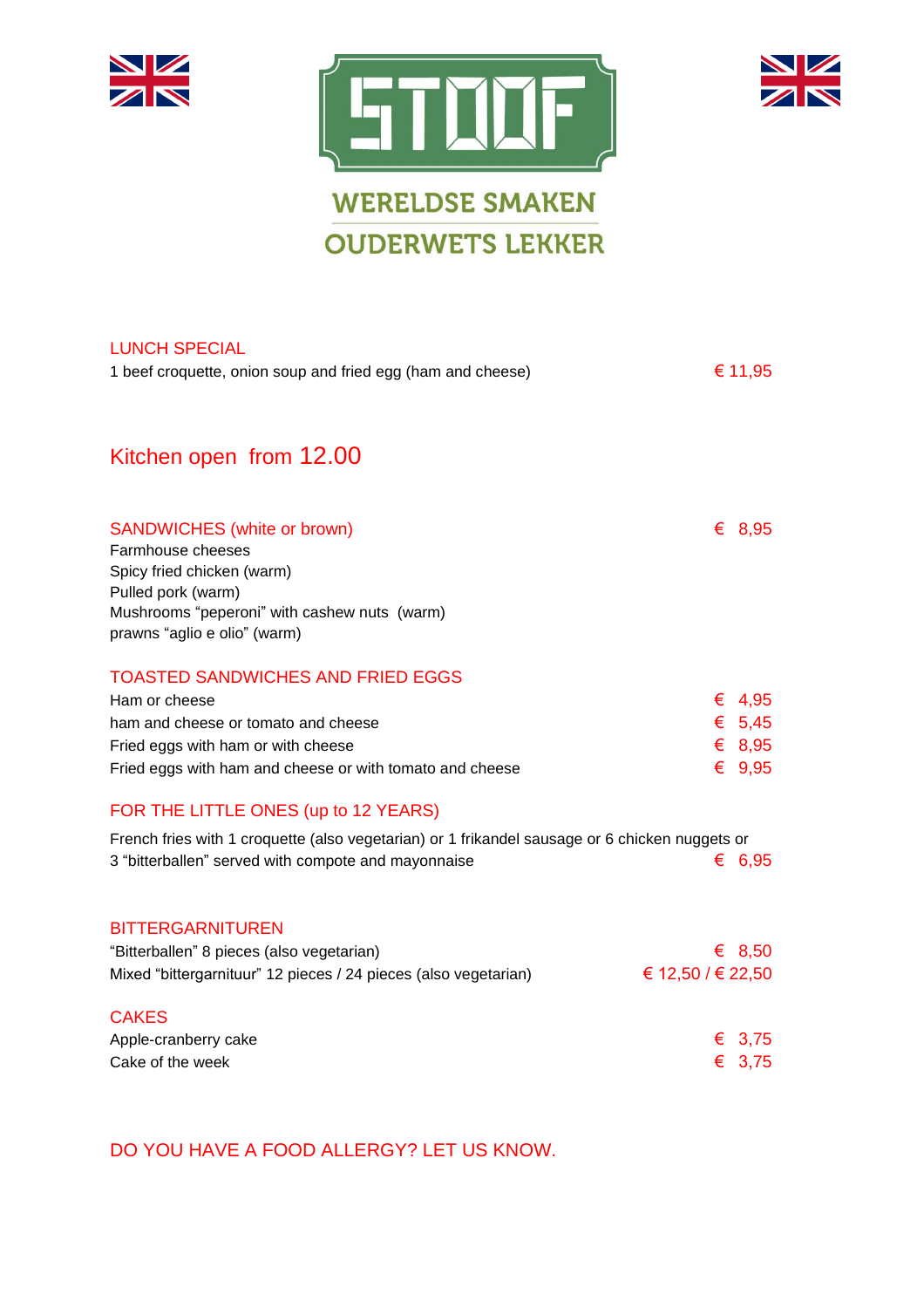# STOOF

## WERELDSE SMAKEN
## OUDERWETS LEKKER

### LUNCH SPECIAL

| | |
|---|---|
| 1 beef croquette, onion soup and fried egg (ham and cheese) | € 11,95 |

## Kitchen open from 12.00

### SANDWICHES (white or brown) € 8,95

Farmhouse cheeses
Spicy fried chicken (warm)
Pulled pork (warm)
Mushrooms “peperoni” with cashew nuts (warm)
prawns “aglio e olio” (warm)

### TOASTED SANDWICHES AND FRIED EGGS

| | |
|---|---|
| Ham or cheese | € 4,95 |
| ham and cheese or tomato and cheese | € 5,45 |
| Fried eggs with ham or with cheese | € 8,95 |
| Fried eggs with ham and cheese or with tomato and cheese | € 9,95 |

### FOR THE LITTLE ONES (up to 12 YEARS)

French fries with 1 croquette (also vegetarian) or 1 frikandel sausage or 6 chicken nuggets or 3 “bitterballen” served with compote and mayonnaise € 6,95

### BITTERGARNITUREN

| | |
|---|---|
| “Bitterballen” 8 pieces (also vegetarian) | € 8,50 |
| Mixed “bittergarnituur” 12 pieces / 24 pieces (also vegetarian) | € 12,50 / € 22,50 |

### CAKES

| | |
|---|---|
| Apple-cranberry cake | € 3,75 |
| Cake of the week | € 3,75 |

DO YOU HAVE A FOOD ALLERGY? LET US KNOW.